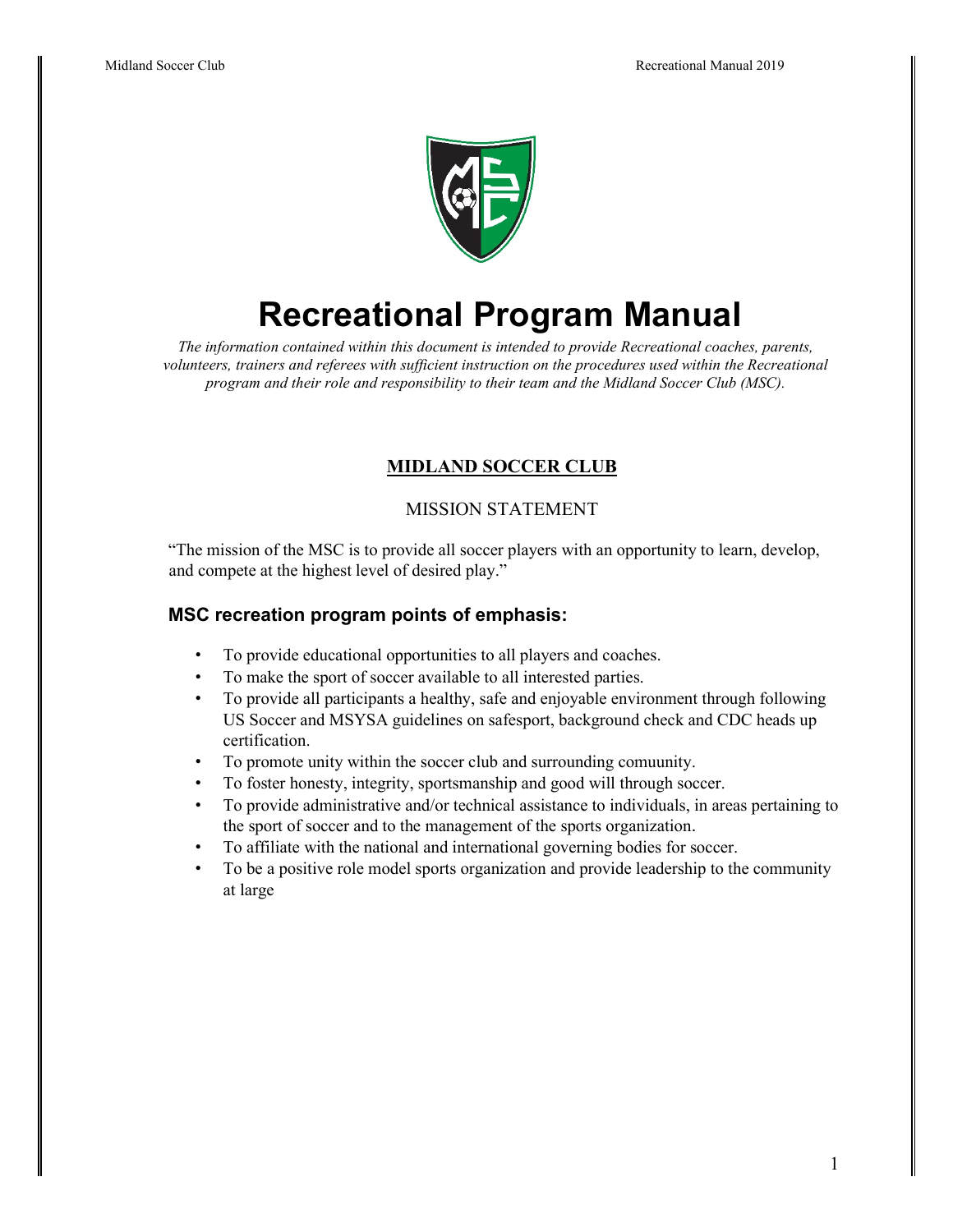# Recreational Program Manual

*The information contained within this document is intended to provide Recreational coaches, parents, volunteers, trainers and referees with sufficient instruction on the procedures used within the Recreational program and their role and responsibility to their team and the Midland Soccer Club (MSC).*

## MIDLAND SOCCER CLUB

MISSION STATEMENT

"The mission of the MSC is to provide all soccer players with an opportunity to learn, develop, and compete at the highest level of desired play."

### MSC recreation program points of emphasis:

- To provide educational opportunities to all players and coaches.
- To make the sport of soccer available to all interested parties.
- To provide all participants a healthy, safe and enjoyable environment through following US Soccer and MSYSA guidelines on safesport, background check and CDC heads up certification.
- To promote unity within the soccer club and surrounding comuunity.
- To foster honesty, integrity, sportsmanship and good will through soccer.
- To provide administrative and/or technical assistance to individuals, in areas pertaining to the sport of soccer and to the management of the sports organization.
- To affiliate with the national and international governing bodies for soccer.
- To be a positive role model sports organization and provide leadership to the community at large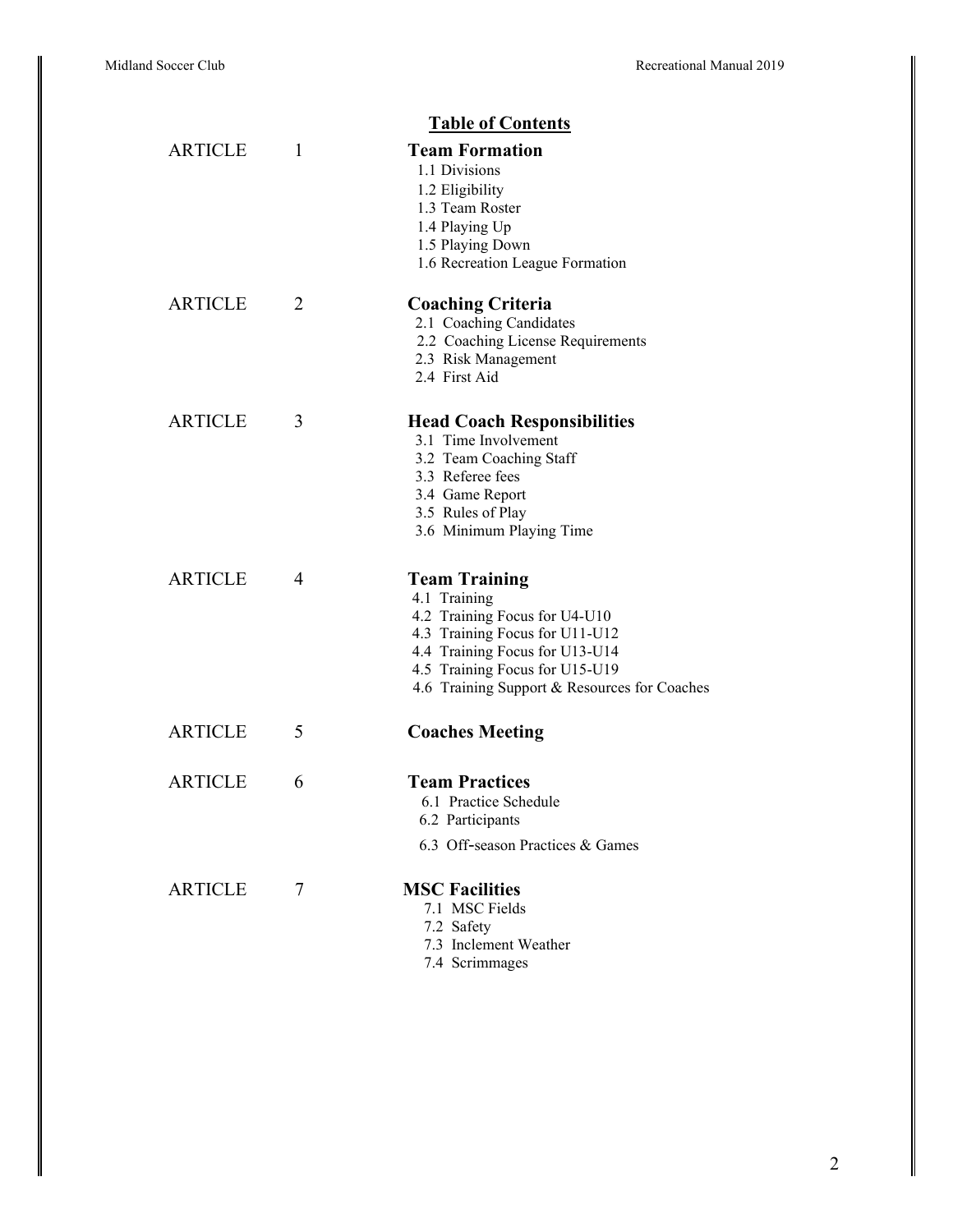## Table of Contents

**ARTICLE 1 — Team Formation**

- 1.1 Divisions
- 1.2 Eligibility
- 1.3 Team Roster
- 1.4 Playing Up
- 1.5 Playing Down
- 1.6 Recreation League Formation

**ARTICLE 2 — Coaching Criteria**

- 2.1 Coaching Candidates
- 2.2 Coaching License Requirements
- 2.3 Risk Management
- 2.4 First Aid

**ARTICLE 3 — Head Coach Responsibilities**

- 3.1 Time Involvement
- 3.2 Team Coaching Staff
- 3.3 Referee fees
- 3.4 Game Report
- 3.5 Rules of Play
- 3.6 Minimum Playing Time

**ARTICLE 4 — Team Training**

- 4.1 Training
- 4.2 Training Focus for U4-U10
- 4.3 Training Focus for U11-U12
- 4.4 Training Focus for U13-U14
- 4.5 Training Focus for U15-U19
- 4.6 Training Support & Resources for Coaches

**ARTICLE 5 — Coaches Meeting**

**ARTICLE 6 — Team Practices**

- 6.1 Practice Schedule
- 6.2 Participants
- 6.3 Off-season Practices & Games

**ARTICLE 7 — MSC Facilities**

- 7.1 MSC Fields
- 7.2 Safety
- 7.3 Inclement Weather
- 7.4 Scrimmages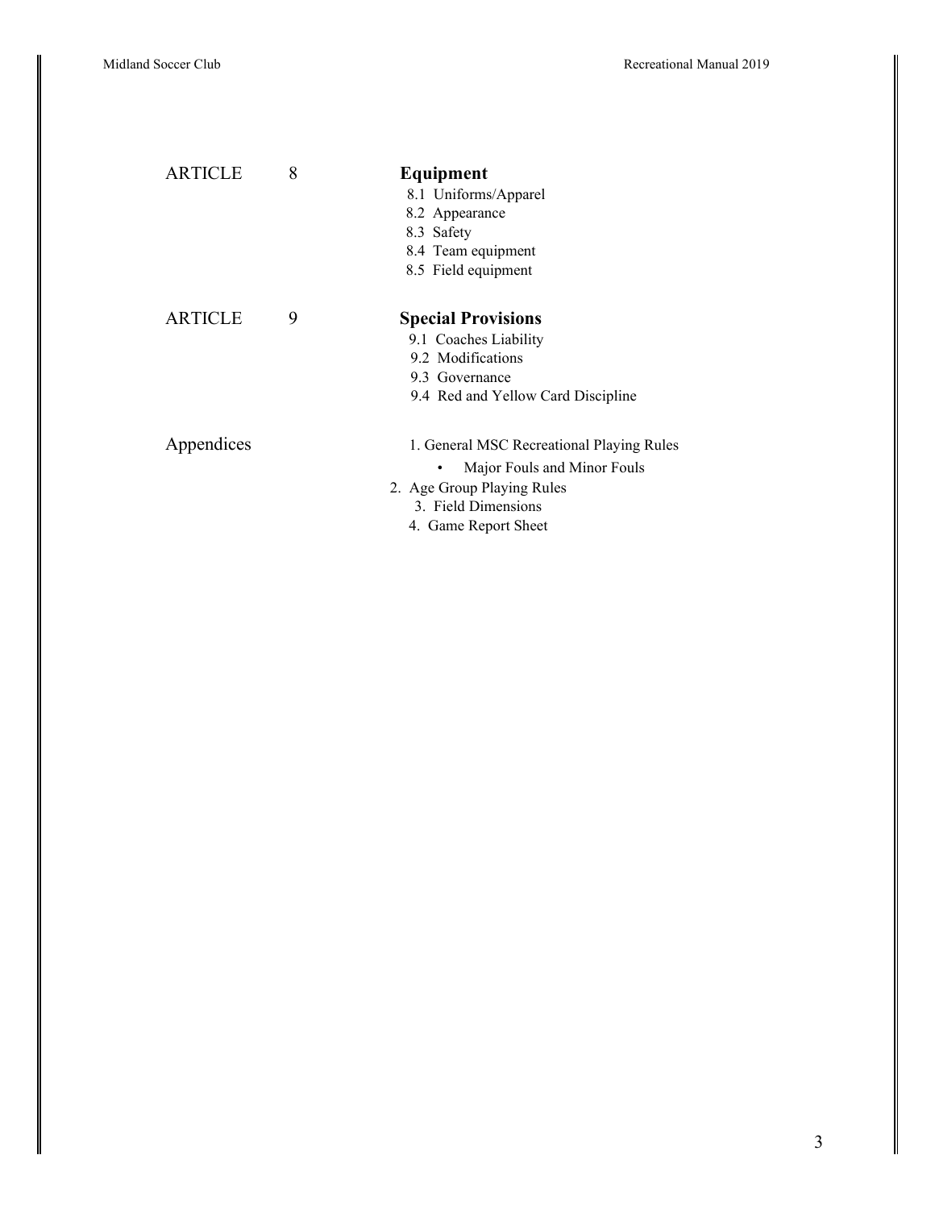ARTICLE 8 **Equipment**

- 8.1 Uniforms/Apparel
- 8.2 Appearance
- 8.3 Safety
- 8.4 Team equipment
- 8.5 Field equipment

ARTICLE 9 **Special Provisions**

- 9.1 Coaches Liability
- 9.2 Modifications
- 9.3 Governance
- 9.4 Red and Yellow Card Discipline

Appendices

1. General MSC Recreational Playing Rules
   - Major Fouls and Minor Fouls
2. Age Group Playing Rules
3. Field Dimensions
4. Game Report Sheet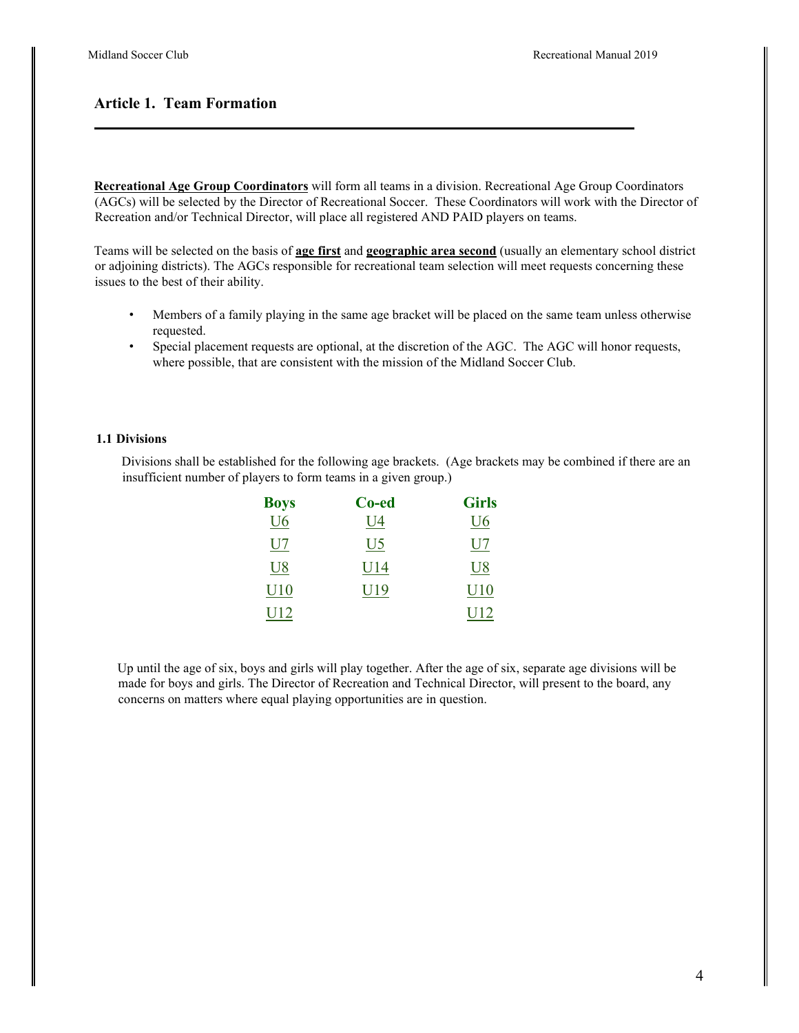## Article 1. Team Formation

**Recreational Age Group Coordinators** will form all teams in a division. Recreational Age Group Coordinators (AGCs) will be selected by the Director of Recreational Soccer. These Coordinators will work with the Director of Recreation and/or Technical Director, will place all registered AND PAID players on teams.

Teams will be selected on the basis of **age first** and **geographic area second** (usually an elementary school district or adjoining districts). The AGCs responsible for recreational team selection will meet requests concerning these issues to the best of their ability.

- Members of a family playing in the same age bracket will be placed on the same team unless otherwise requested.
- Special placement requests are optional, at the discretion of the AGC. The AGC will honor requests, where possible, that are consistent with the mission of the Midland Soccer Club.

### 1.1 Divisions

Divisions shall be established for the following age brackets. (Age brackets may be combined if there are an insufficient number of players to form teams in a given group.)

| Boys | Co-ed | Girls |
|---|---|---|
| U6 | U4 | U6 |
| U7 | U5 | U7 |
| U8 | U14 | U8 |
| U10 | U19 | U10 |
| U12 | | U12 |

Up until the age of six, boys and girls will play together. After the age of six, separate age divisions will be made for boys and girls. The Director of Recreation and Technical Director, will present to the board, any concerns on matters where equal playing opportunities are in question.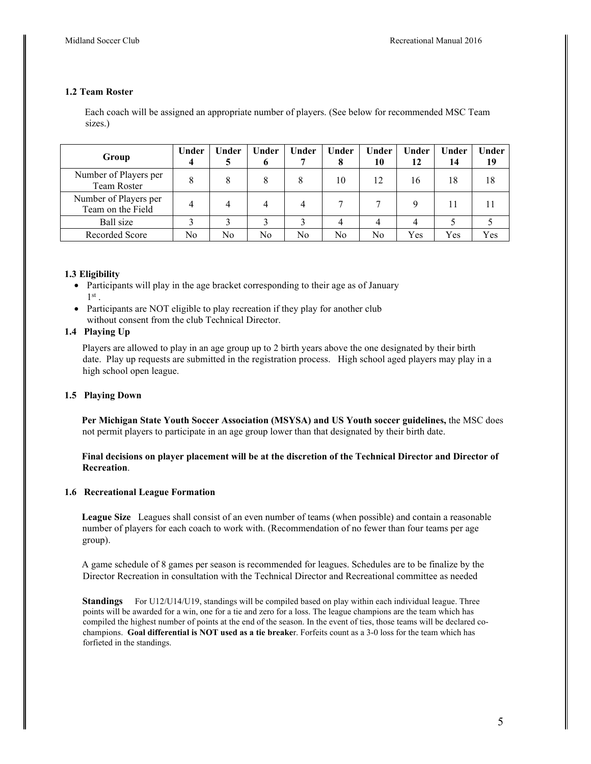### 1.2 Team Roster

Each coach will be assigned an appropriate number of players. (See below for recommended MSC Team sizes.)

| Group | Under 4 | Under 5 | Under 6 | Under 7 | Under 8 | Under 10 | Under 12 | Under 14 | Under 19 |
|---|---|---|---|---|---|---|---|---|---|
| Number of Players per Team Roster | 8 | 8 | 8 | 8 | 10 | 12 | 16 | 18 | 18 |
| Number of Players per Team on the Field | 4 | 4 | 4 | 4 | 7 | 7 | 9 | 11 | 11 |
| Ball size | 3 | 3 | 3 | 3 | 4 | 4 | 4 | 5 | 5 |
| Recorded Score | No | No | No | No | No | No | Yes | Yes | Yes |

### 1.3 Eligibility

- Participants will play in the age bracket corresponding to their age as of January 1st .
- Participants are NOT eligible to play recreation if they play for another club without consent from the club Technical Director.

### 1.4 Playing Up

Players are allowed to play in an age group up to 2 birth years above the one designated by their birth date. Play up requests are submitted in the registration process. High school aged players may play in a high school open league.

### 1.5 Playing Down

**Per Michigan State Youth Soccer Association (MSYSA) and US Youth soccer guidelines,** the MSC does not permit players to participate in an age group lower than that designated by their birth date.

**Final decisions on player placement will be at the discretion of the Technical Director and Director of Recreation**.

### 1.6 Recreational League Formation

**League Size** Leagues shall consist of an even number of teams (when possible) and contain a reasonable number of players for each coach to work with. (Recommendation of no fewer than four teams per age group).

A game schedule of 8 games per season is recommended for leagues. Schedules are to be finalize by the Director Recreation in consultation with the Technical Director and Recreational committee as needed

**Standings** For U12/U14/U19, standings will be compiled based on play within each individual league. Three points will be awarded for a win, one for a tie and zero for a loss. The league champions are the team which has compiled the highest number of points at the end of the season. In the event of ties, those teams will be declared co-champions. **Goal differential is NOT used as a tie breaker**. Forfeits count as a 3-0 loss for the team which has forfieted in the standings.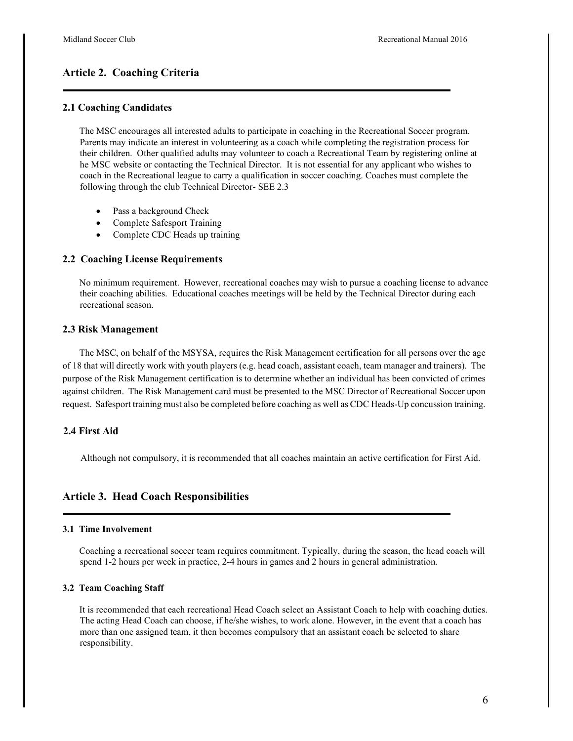## Article 2. Coaching Criteria

### 2.1 Coaching Candidates

The MSC encourages all interested adults to participate in coaching in the Recreational Soccer program. Parents may indicate an interest in volunteering as a coach while completing the registration process for their children. Other qualified adults may volunteer to coach a Recreational Team by registering online at he MSC website or contacting the Technical Director. It is not essential for any applicant who wishes to coach in the Recreational league to carry a qualification in soccer coaching. Coaches must complete the following through the club Technical Director- SEE 2.3

- Pass a background Check
- Complete Safesport Training
- Complete CDC Heads up training

### 2.2 Coaching License Requirements

No minimum requirement. However, recreational coaches may wish to pursue a coaching license to advance their coaching abilities. Educational coaches meetings will be held by the Technical Director during each recreational season.

### 2.3 Risk Management

The MSC, on behalf of the MSYSA, requires the Risk Management certification for all persons over the age of 18 that will directly work with youth players (e.g. head coach, assistant coach, team manager and trainers). The purpose of the Risk Management certification is to determine whether an individual has been convicted of crimes against children. The Risk Management card must be presented to the MSC Director of Recreational Soccer upon request. Safesport training must also be completed before coaching as well as CDC Heads-Up concussion training.

### 2.4 First Aid

Although not compulsory, it is recommended that all coaches maintain an active certification for First Aid.

## Article 3. Head Coach Responsibilities

#### 3.1 Time Involvement

Coaching a recreational soccer team requires commitment. Typically, during the season, the head coach will spend 1-2 hours per week in practice, 2-4 hours in games and 2 hours in general administration.

#### 3.2 Team Coaching Staff

It is recommended that each recreational Head Coach select an Assistant Coach to help with coaching duties. The acting Head Coach can choose, if he/she wishes, to work alone. However, in the event that a coach has more than one assigned team, it then <u>becomes compulsory</u> that an assistant coach be selected to share responsibility.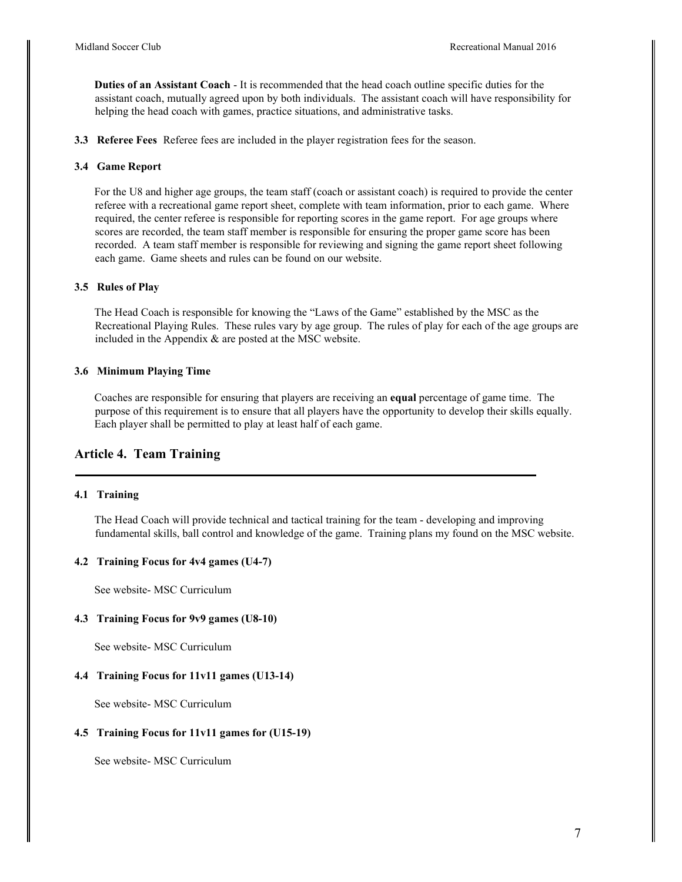**Duties of an Assistant Coach** - It is recommended that the head coach outline specific duties for the assistant coach, mutually agreed upon by both individuals. The assistant coach will have responsibility for helping the head coach with games, practice situations, and administrative tasks.

**3.3 Referee Fees** Referee fees are included in the player registration fees for the season.

#### 3.4 Game Report

For the U8 and higher age groups, the team staff (coach or assistant coach) is required to provide the center referee with a recreational game report sheet, complete with team information, prior to each game. Where required, the center referee is responsible for reporting scores in the game report. For age groups where scores are recorded, the team staff member is responsible for ensuring the proper game score has been recorded. A team staff member is responsible for reviewing and signing the game report sheet following each game. Game sheets and rules can be found on our website.

#### 3.5 Rules of Play

The Head Coach is responsible for knowing the "Laws of the Game" established by the MSC as the Recreational Playing Rules. These rules vary by age group. The rules of play for each of the age groups are included in the Appendix & are posted at the MSC website.

#### 3.6 Minimum Playing Time

Coaches are responsible for ensuring that players are receiving an **equal** percentage of game time. The purpose of this requirement is to ensure that all players have the opportunity to develop their skills equally. Each player shall be permitted to play at least half of each game.

## Article 4. Team Training

#### 4.1 Training

The Head Coach will provide technical and tactical training for the team - developing and improving fundamental skills, ball control and knowledge of the game. Training plans my found on the MSC website.

#### 4.2 Training Focus for 4v4 games (U4-7)

See website- MSC Curriculum

#### 4.3 Training Focus for 9v9 games (U8-10)

See website- MSC Curriculum

#### 4.4 Training Focus for 11v11 games (U13-14)

See website- MSC Curriculum

#### 4.5 Training Focus for 11v11 games for (U15-19)

See website- MSC Curriculum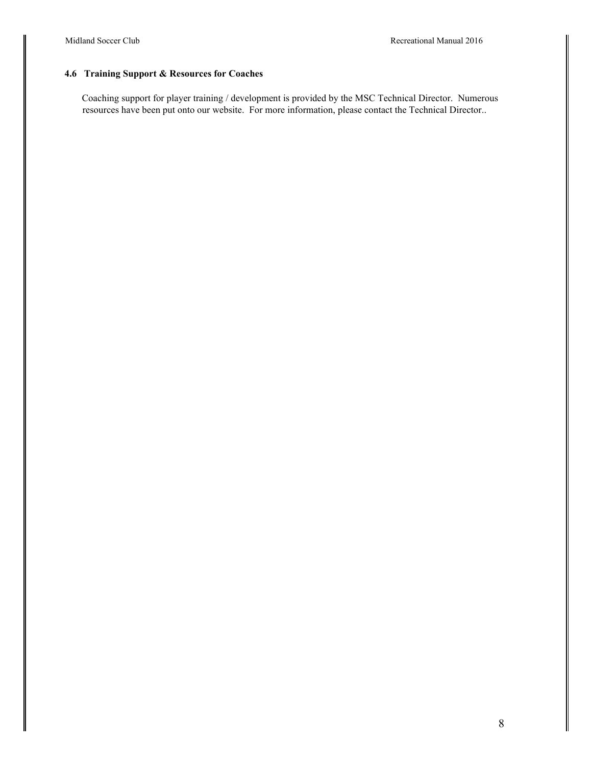### 4.6 Training Support & Resources for Coaches

Coaching support for player training / development is provided by the MSC Technical Director. Numerous resources have been put onto our website. For more information, please contact the Technical Director..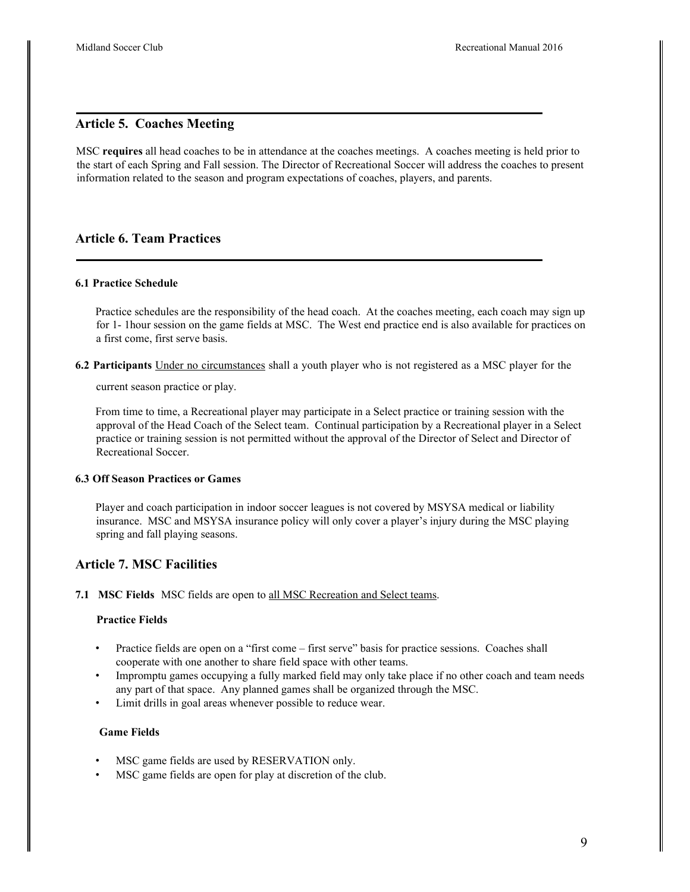## Article 5. Coaches Meeting

MSC **requires** all head coaches to be in attendance at the coaches meetings. A coaches meeting is held prior to the start of each Spring and Fall session. The Director of Recreational Soccer will address the coaches to present information related to the season and program expectations of coaches, players, and parents.

## Article 6. Team Practices

### 6.1 Practice Schedule

Practice schedules are the responsibility of the head coach. At the coaches meeting, each coach may sign up for 1- 1hour session on the game fields at MSC. The West end practice end is also available for practices on a first come, first serve basis.

**6.2 Participants** <u>Under no circumstances</u> shall a youth player who is not registered as a MSC player for the current season practice or play.

From time to time, a Recreational player may participate in a Select practice or training session with the approval of the Head Coach of the Select team. Continual participation by a Recreational player in a Select practice or training session is not permitted without the approval of the Director of Select and Director of Recreational Soccer.

### 6.3 Off Season Practices or Games

Player and coach participation in indoor soccer leagues is not covered by MSYSA medical or liability insurance. MSC and MSYSA insurance policy will only cover a player's injury during the MSC playing spring and fall playing seasons.

## Article 7. MSC Facilities

**7.1 MSC Fields** MSC fields are open to <u>all MSC Recreation and Select teams</u>.

**Practice Fields**

- Practice fields are open on a "first come – first serve" basis for practice sessions. Coaches shall cooperate with one another to share field space with other teams.
- Impromptu games occupying a fully marked field may only take place if no other coach and team needs any part of that space. Any planned games shall be organized through the MSC.
- Limit drills in goal areas whenever possible to reduce wear.

**Game Fields**

- MSC game fields are used by RESERVATION only.
- MSC game fields are open for play at discretion of the club.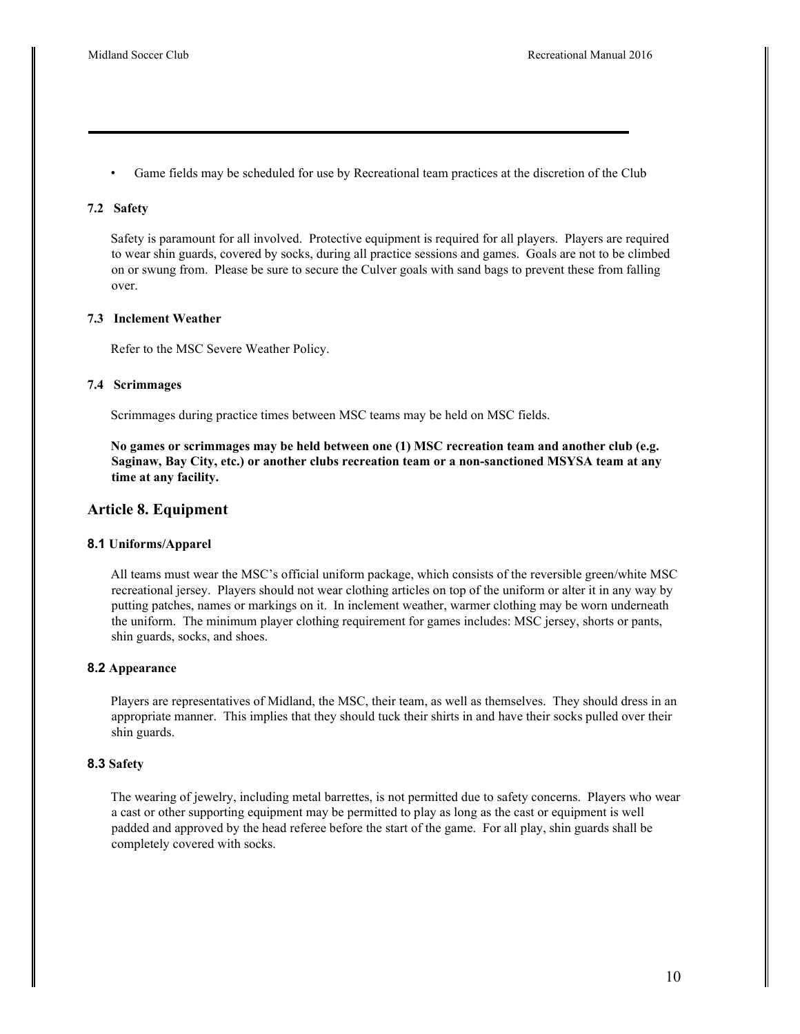- Game fields may be scheduled for use by Recreational team practices at the discretion of the Club

### 7.2 Safety

Safety is paramount for all involved. Protective equipment is required for all players. Players are required to wear shin guards, covered by socks, during all practice sessions and games. Goals are not to be climbed on or swung from. Please be sure to secure the Culver goals with sand bags to prevent these from falling over.

### 7.3 Inclement Weather

Refer to the MSC Severe Weather Policy.

### 7.4 Scrimmages

Scrimmages during practice times between MSC teams may be held on MSC fields.

**No games or scrimmages may be held between one (1) MSC recreation team and another club (e.g. Saginaw, Bay City, etc.) or another clubs recreation team or a non-sanctioned MSYSA team at any time at any facility.**

## Article 8. Equipment

### 8.1 Uniforms/Apparel

All teams must wear the MSC's official uniform package, which consists of the reversible green/white MSC recreational jersey. Players should not wear clothing articles on top of the uniform or alter it in any way by putting patches, names or markings on it. In inclement weather, warmer clothing may be worn underneath the uniform. The minimum player clothing requirement for games includes: MSC jersey, shorts or pants, shin guards, socks, and shoes.

### 8.2 Appearance

Players are representatives of Midland, the MSC, their team, as well as themselves. They should dress in an appropriate manner. This implies that they should tuck their shirts in and have their socks pulled over their shin guards.

### 8.3 Safety

The wearing of jewelry, including metal barrettes, is not permitted due to safety concerns. Players who wear a cast or other supporting equipment may be permitted to play as long as the cast or equipment is well padded and approved by the head referee before the start of the game. For all play, shin guards shall be completely covered with socks.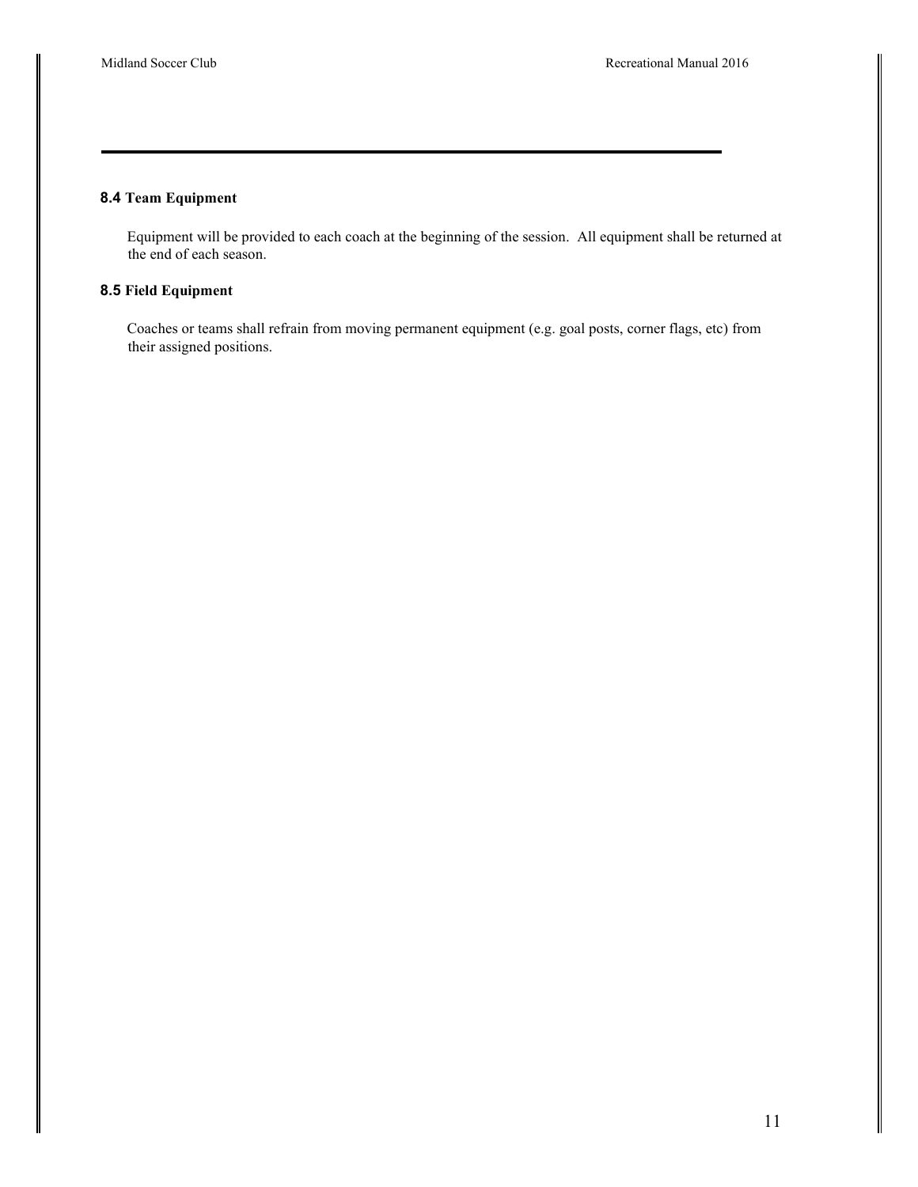### 8.4 Team Equipment

Equipment will be provided to each coach at the beginning of the session. All equipment shall be returned at the end of each season.

### 8.5 Field Equipment

Coaches or teams shall refrain from moving permanent equipment (e.g. goal posts, corner flags, etc) from their assigned positions.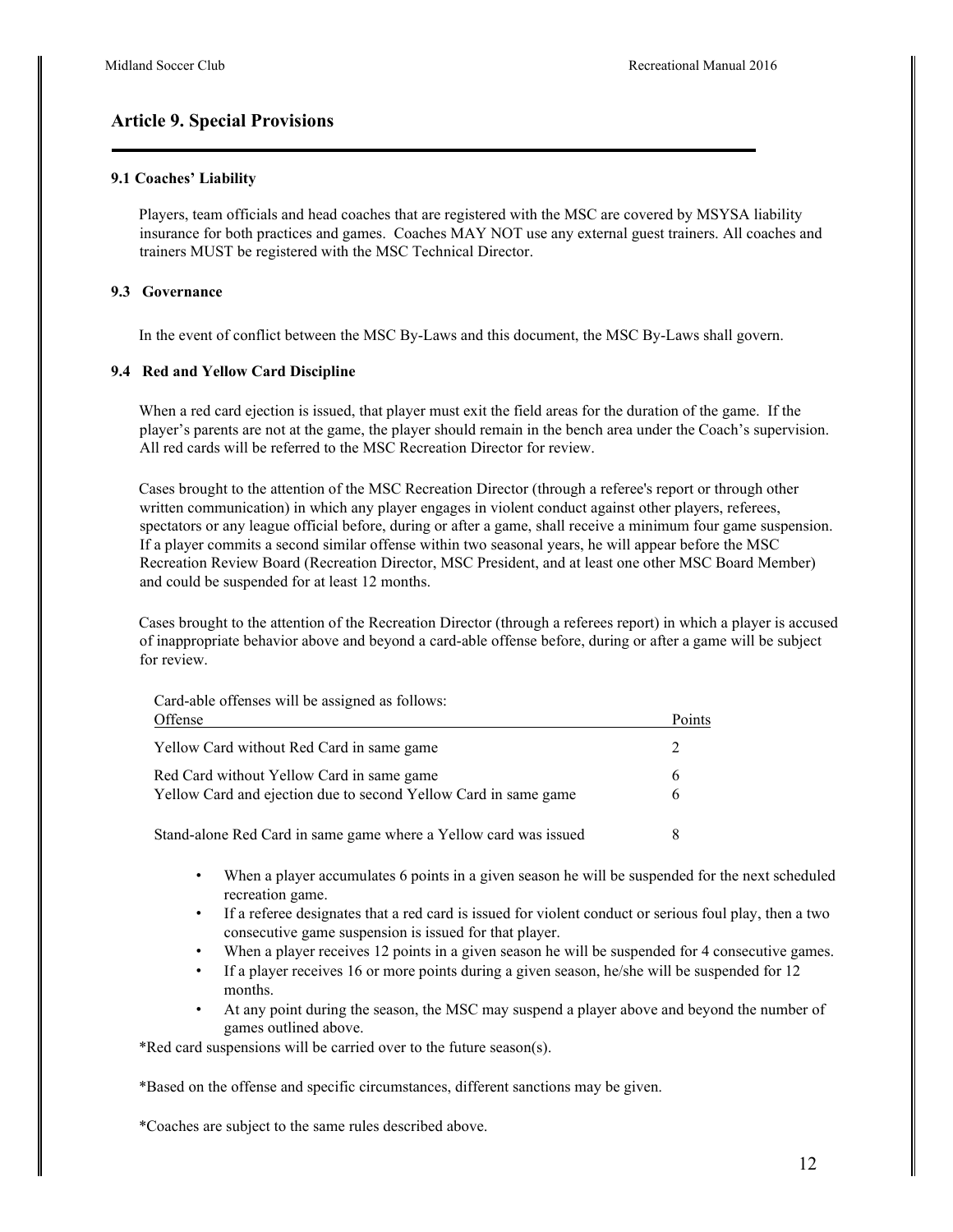## Article 9. Special Provisions

### 9.1 Coaches' Liability

Players, team officials and head coaches that are registered with the MSC are covered by MSYSA liability insurance for both practices and games. Coaches MAY NOT use any external guest trainers. All coaches and trainers MUST be registered with the MSC Technical Director.

### 9.3 Governance

In the event of conflict between the MSC By-Laws and this document, the MSC By-Laws shall govern.

### 9.4 Red and Yellow Card Discipline

When a red card ejection is issued, that player must exit the field areas for the duration of the game. If the player's parents are not at the game, the player should remain in the bench area under the Coach's supervision. All red cards will be referred to the MSC Recreation Director for review.

Cases brought to the attention of the MSC Recreation Director (through a referee's report or through other written communication) in which any player engages in violent conduct against other players, referees, spectators or any league official before, during or after a game, shall receive a minimum four game suspension. If a player commits a second similar offense within two seasonal years, he will appear before the MSC Recreation Review Board (Recreation Director, MSC President, and at least one other MSC Board Member) and could be suspended for at least 12 months.

Cases brought to the attention of the Recreation Director (through a referees report) in which a player is accused of inappropriate behavior above and beyond a card-able offense before, during or after a game will be subject for review.

Card-able offenses will be assigned as follows:

| Offense | Points |
| --- | --- |
| Yellow Card without Red Card in same game | 2 |
| Red Card without Yellow Card in same game | 6 |
| Yellow Card and ejection due to second Yellow Card in same game | 6 |
| Stand-alone Red Card in same game where a Yellow card was issued | 8 |

- When a player accumulates 6 points in a given season he will be suspended for the next scheduled recreation game.
- If a referee designates that a red card is issued for violent conduct or serious foul play, then a two consecutive game suspension is issued for that player.
- When a player receives 12 points in a given season he will be suspended for 4 consecutive games.
- If a player receives 16 or more points during a given season, he/she will be suspended for 12 months.
- At any point during the season, the MSC may suspend a player above and beyond the number of games outlined above.

*Red card suspensions will be carried over to the future season(s).

*Based on the offense and specific circumstances, different sanctions may be given.

*Coaches are subject to the same rules described above.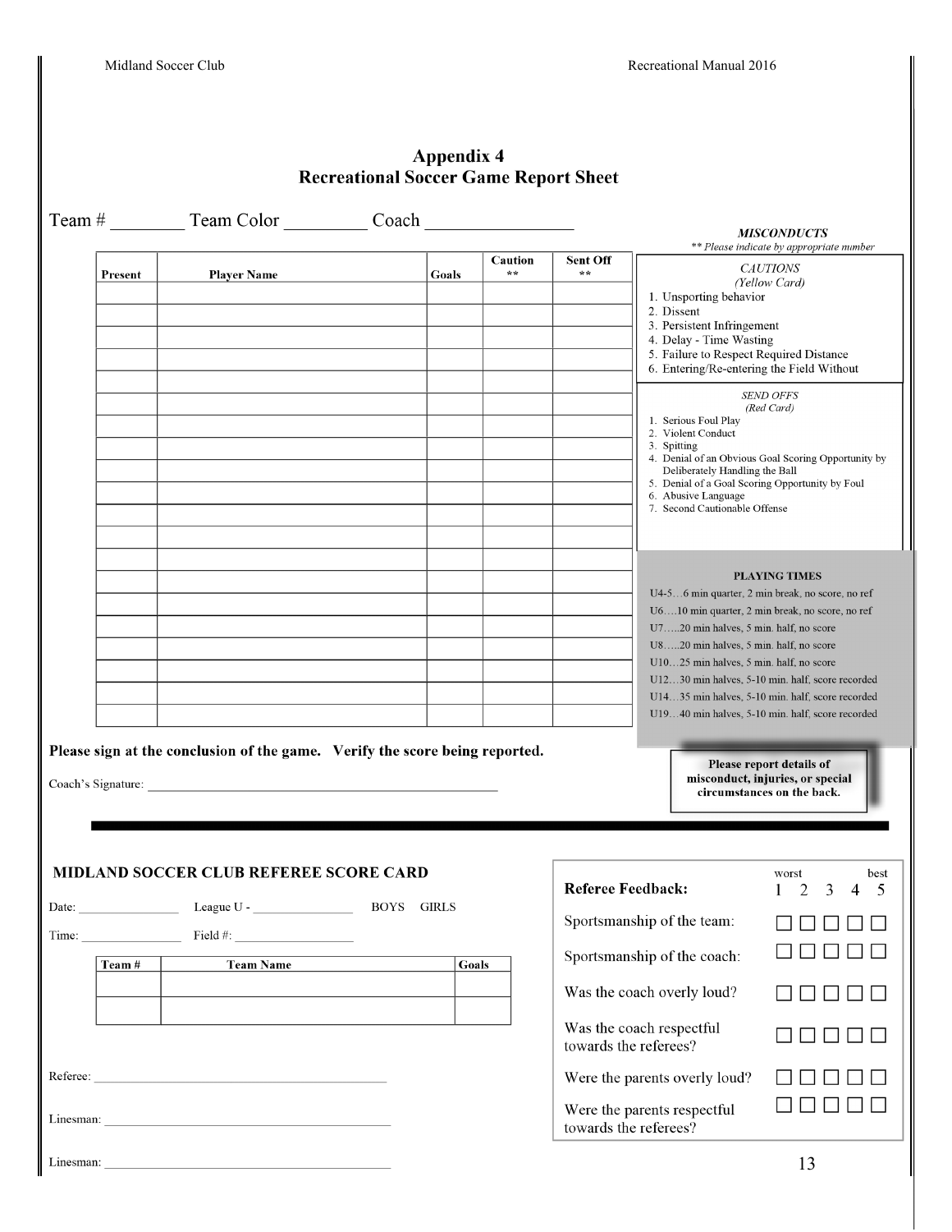## Appendix 4
## Recreational Soccer Game Report Sheet

Team # ________ Team Color _________ Coach ________________

| Present | Player Name | Goals | Caution ** | Sent Off ** |
|---|---|---|---|---|
| | | | | |
| | | | | |
| | | | | |
| | | | | |
| | | | | |
| | | | | |
| | | | | |
| | | | | |
| | | | | |
| | | | | |
| | | | | |
| | | | | |
| | | | | |
| | | | | |
| | | | | |
| | | | | |
| | | | | |
| | | | | |
| | | | | |
| | | | | |

***MISCONDUCTS***
*** Please indicate by appropriate number*

*CAUTIONS*
*(Yellow Card)*

1. Unsporting behavior
2. Dissent
3. Persistent Infringement
4. Delay - Time Wasting
5. Failure to Respect Required Distance
6. Entering/Re-entering the Field Without

*SEND OFFS*
*(Red Card)*

1. Serious Foul Play
2. Violent Conduct
3. Spitting
4. Denial of an Obvious Goal Scoring Opportunity by Deliberately Handling the Ball
5. Denial of a Goal Scoring Opportunity by Foul
6. Abusive Language
7. Second Cautionable Offense

**PLAYING TIMES**

U4-5…6 min quarter, 2 min break, no score, no ref
U6….10 min quarter, 2 min break, no score, no ref
U7…..20 min halves, 5 min. half, no score
U8…..20 min halves, 5 min. half, no score
U10…25 min halves, 5 min. half, no score
U12…30 min halves, 5-10 min. half, score recorded
U14…35 min halves, 5-10 min. half, score recorded
U19…40 min halves, 5-10 min. half, score recorded

**Please sign at the conclusion of the game. Verify the score being reported.**

Coach's Signature: ______________________________________________________

**Please report details of misconduct, injuries, or special circumstances on the back.**

---

### MIDLAND SOCCER CLUB REFEREE SCORE CARD

Date: ________________ League U - ________________ BOYS GIRLS

Time: ________________ Field #: ___________________

| Team # | Team Name | Goals |
|---|---|---|
| | | |
| | | |

Referee: ______________________________________________

Linesman: ______________________________________________

Linesman: ______________________________________________

| Referee Feedback: | 1 (worst) | 2 | 3 | 4 | 5 (best) |
|---|---|---|---|---|---|
| Sportsmanship of the team: | ☐ | ☐ | ☐ | ☐ | ☐ |
| Sportsmanship of the coach: | ☐ | ☐ | ☐ | ☐ | ☐ |
| Was the coach overly loud? | ☐ | ☐ | ☐ | ☐ | ☐ |
| Was the coach respectful towards the referees? | ☐ | ☐ | ☐ | ☐ | ☐ |
| Were the parents overly loud? | ☐ | ☐ | ☐ | ☐ | ☐ |
| Were the parents respectful towards the referees? | ☐ | ☐ | ☐ | ☐ | ☐ |